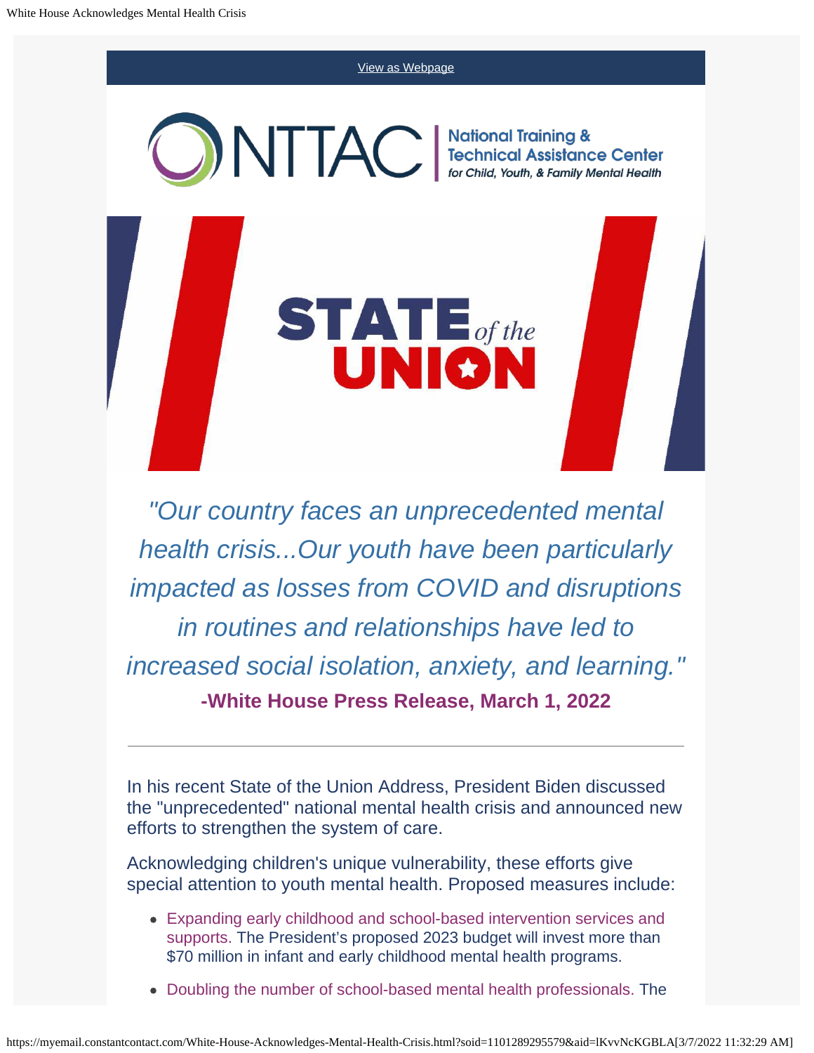View as Webpage

NTTAC | National Training & Technical Assistance Center for Child, Youth, & Family Mental Health

# STATE of the UNION

*"Our country faces an unprecedented mental health crisis...Our youth have been particularly impacted as losses from COVID and disruptions in routines and relationships have led to increased social isolation, anxiety, and learning."*

**-White House Press Release, March 1, 2022**

---

In his recent State of the Union Address, President Biden discussed the "unprecedented" national mental health crisis and announced new efforts to strengthen the system of care.

Acknowledging children's unique vulnerability, these efforts give special attention to youth mental health. Proposed measures include:

- Expanding early childhood and school-based intervention services and supports. The President's proposed 2023 budget will invest more than $70 million in infant and early childhood mental health programs.
- Doubling the number of school-based mental health professionals. The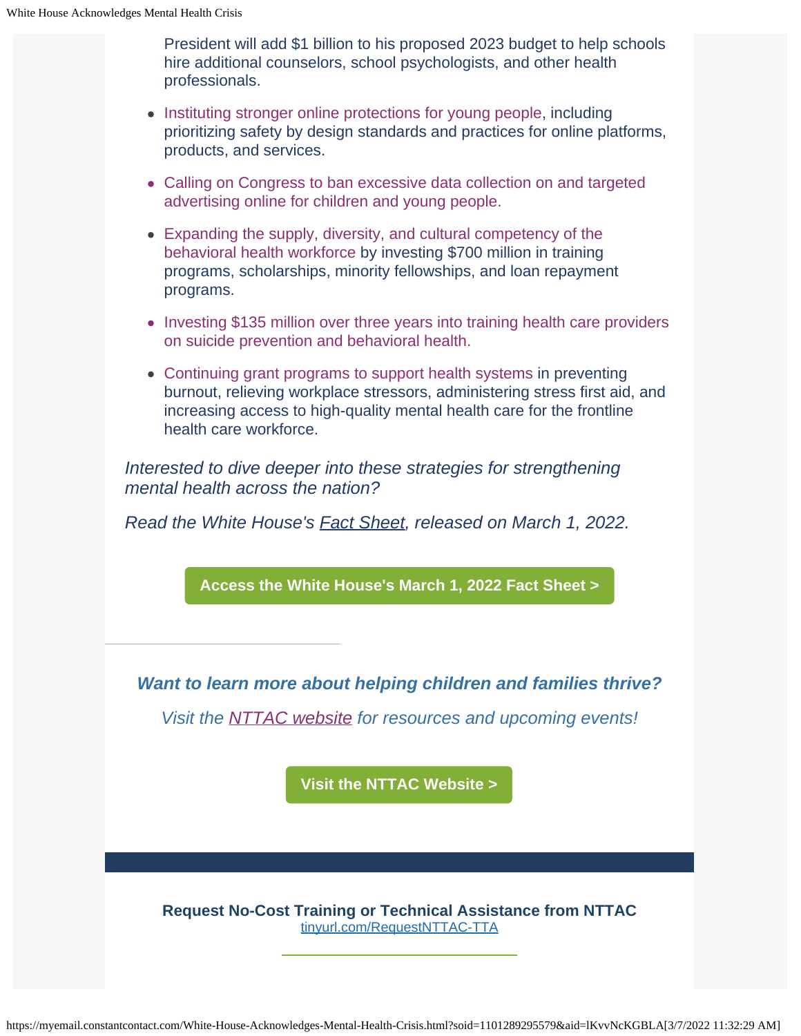President will add $1 billion to his proposed 2023 budget to help schools hire additional counselors, school psychologists, and other health professionals.

- Instituting stronger online protections for young people, including prioritizing safety by design standards and practices for online platforms, products, and services.
- Calling on Congress to ban excessive data collection on and targeted advertising online for children and young people.
- Expanding the supply, diversity, and cultural competency of the behavioral health workforce by investing $700 million in training programs, scholarships, minority fellowships, and loan repayment programs.
- Investing $135 million over three years into training health care providers on suicide prevention and behavioral health.
- Continuing grant programs to support health systems in preventing burnout, relieving workplace stressors, administering stress first aid, and increasing access to high-quality mental health care for the frontline health care workforce.

*Interested to dive deeper into these strategies for strengthening mental health across the nation?*

*Read the White House's Fact Sheet, released on March 1, 2022.*

**Access the White House's March 1, 2022 Fact Sheet >**

---

***Want to learn more about helping children and families thrive?***

*Visit the NTTAC website for resources and upcoming events!*

**Visit the NTTAC Website >**

**Request No-Cost Training or Technical Assistance from NTTAC**
tinyurl.com/RequestNTTAC-TTA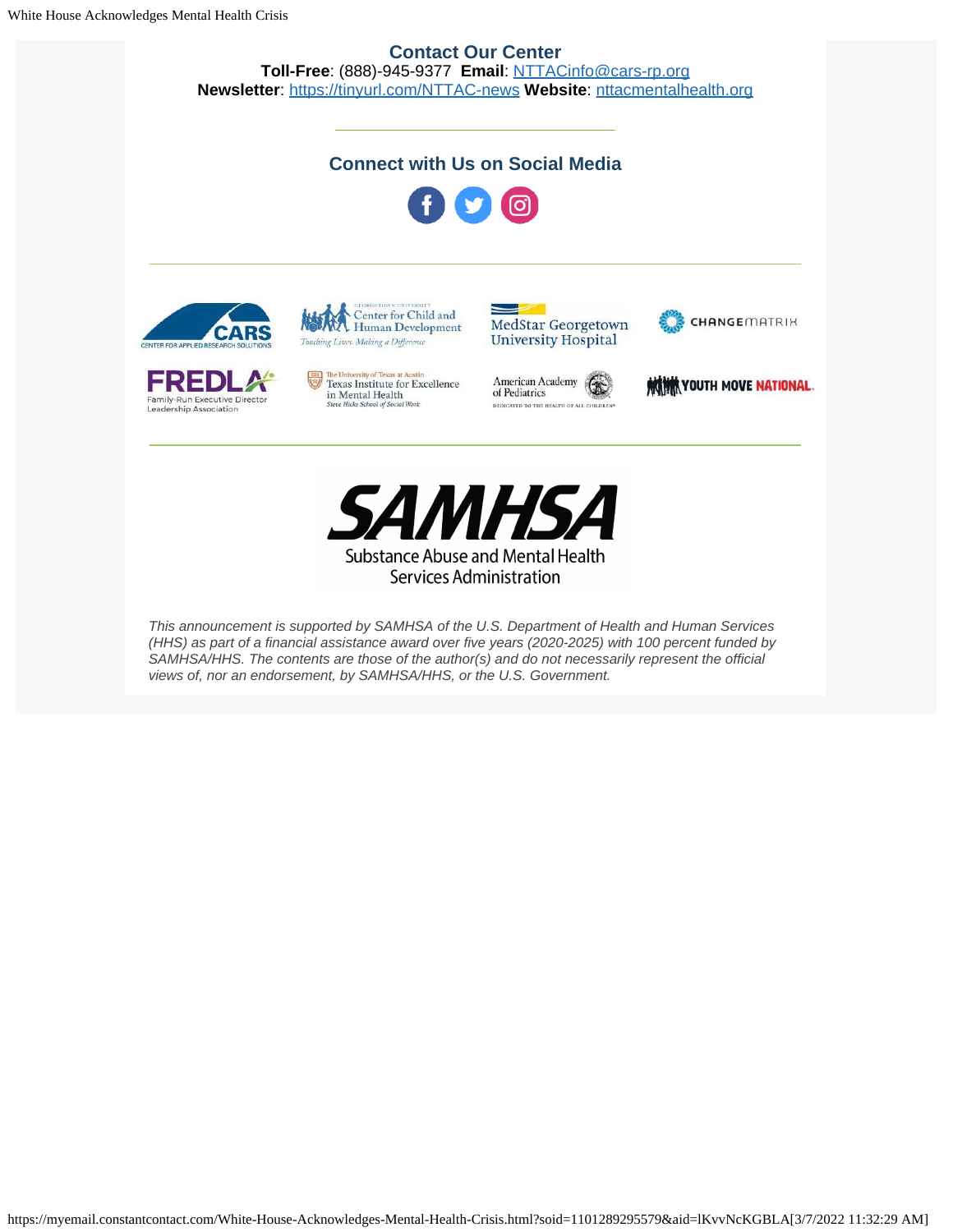## Contact Our Center

**Toll-Free**: (888)-945-9377 **Email**: NTTACinfo@cars-rp.org
**Newsletter**: https://tinyurl.com/NTTAC-news **Website**: nttacmentalhealth.org

## Connect with Us on Social Media

*This announcement is supported by SAMHSA of the U.S. Department of Health and Human Services (HHS) as part of a financial assistance award over five years (2020-2025) with 100 percent funded by SAMHSA/HHS. The contents are those of the author(s) and do not necessarily represent the official views of, nor an endorsement, by SAMHSA/HHS, or the U.S. Government.*